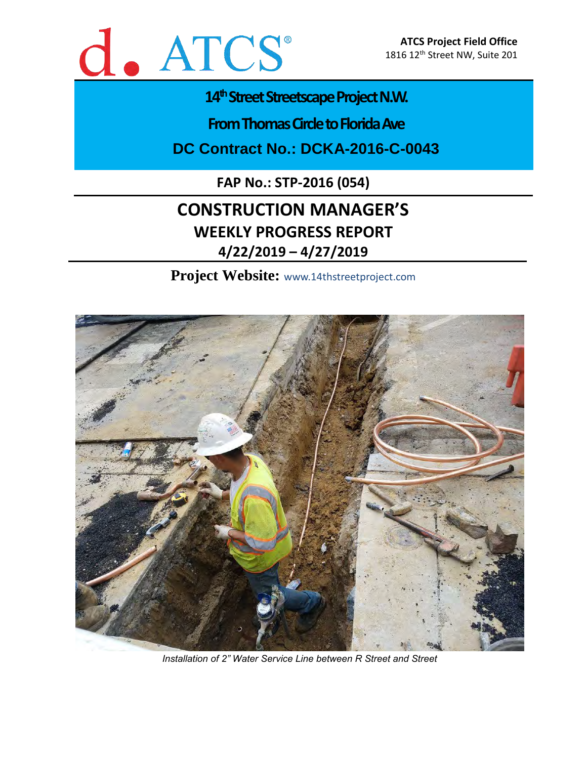d. ATCS®

**ATCS Project Field Office**
1816 12th Street NW, Suite 201

# 14th Street Streetscape Project N.W.

## From Thomas Circle to Florida Ave

## DC Contract No.: DCKA-2016-C-0043

**FAP No.: STP-2016 (054)**

# CONSTRUCTION MANAGER'S

## WEEKLY PROGRESS REPORT

## 4/22/2019 – 4/27/2019

**Project Website:** www.14thstreetproject.com

*Installation of 2" Water Service Line between R Street and Street*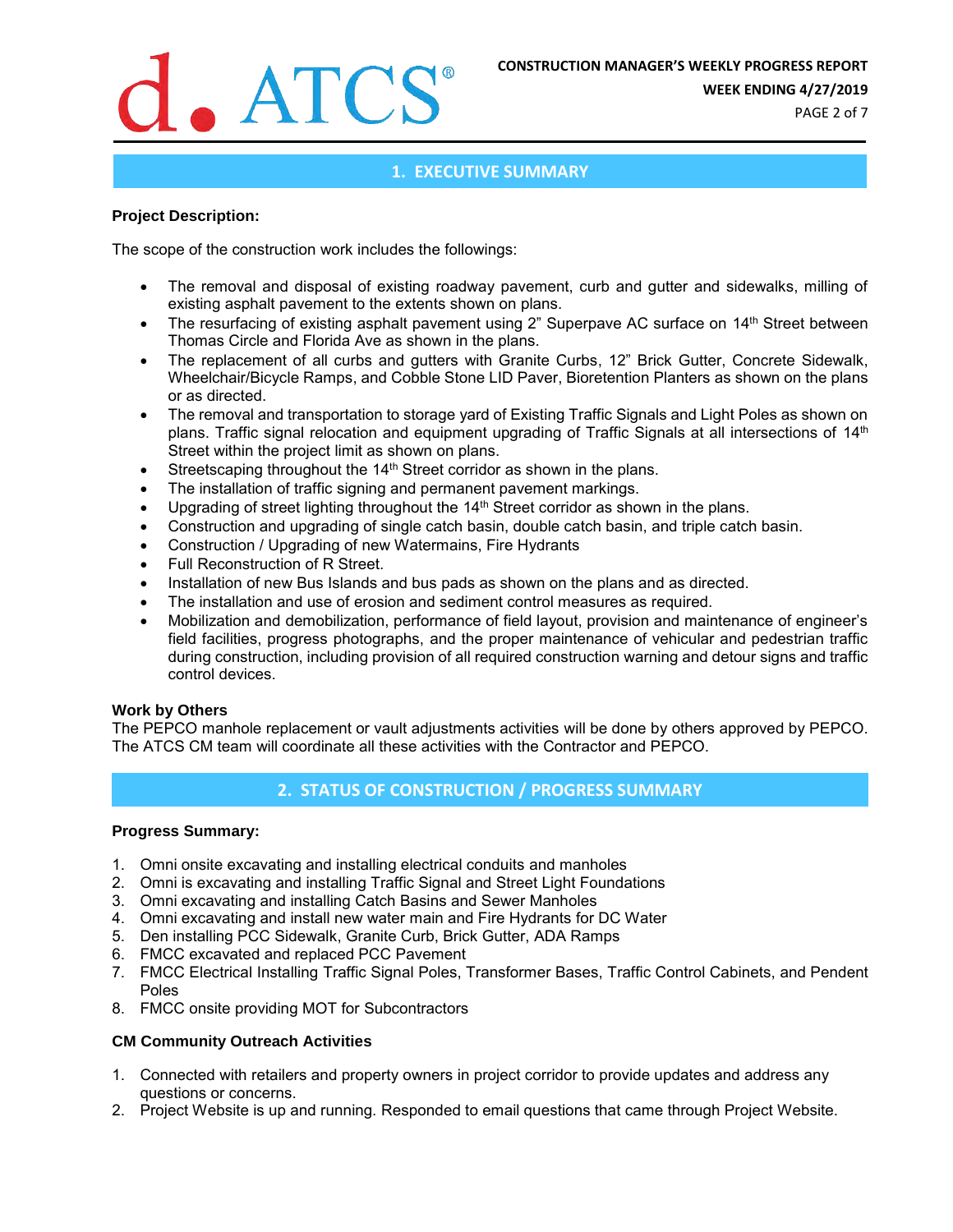## 1. EXECUTIVE SUMMARY

**Project Description:**

The scope of the construction work includes the followings:

- The removal and disposal of existing roadway pavement, curb and gutter and sidewalks, milling of existing asphalt pavement to the extents shown on plans.
- The resurfacing of existing asphalt pavement using 2" Superpave AC surface on 14th Street between Thomas Circle and Florida Ave as shown in the plans.
- The replacement of all curbs and gutters with Granite Curbs, 12" Brick Gutter, Concrete Sidewalk, Wheelchair/Bicycle Ramps, and Cobble Stone LID Paver, Bioretention Planters as shown on the plans or as directed.
- The removal and transportation to storage yard of Existing Traffic Signals and Light Poles as shown on plans. Traffic signal relocation and equipment upgrading of Traffic Signals at all intersections of 14th Street within the project limit as shown on plans.
- Streetscaping throughout the 14th Street corridor as shown in the plans.
- The installation of traffic signing and permanent pavement markings.
- Upgrading of street lighting throughout the 14th Street corridor as shown in the plans.
- Construction and upgrading of single catch basin, double catch basin, and triple catch basin.
- Construction / Upgrading of new Watermains, Fire Hydrants
- Full Reconstruction of R Street.
- Installation of new Bus Islands and bus pads as shown on the plans and as directed.
- The installation and use of erosion and sediment control measures as required.
- Mobilization and demobilization, performance of field layout, provision and maintenance of engineer's field facilities, progress photographs, and the proper maintenance of vehicular and pedestrian traffic during construction, including provision of all required construction warning and detour signs and traffic control devices.

**Work by Others**

The PEPCO manhole replacement or vault adjustments activities will be done by others approved by PEPCO. The ATCS CM team will coordinate all these activities with the Contractor and PEPCO.

## 2. STATUS OF CONSTRUCTION / PROGRESS SUMMARY

**Progress Summary:**

1. Omni onsite excavating and installing electrical conduits and manholes
2. Omni is excavating and installing Traffic Signal and Street Light Foundations
3. Omni excavating and installing Catch Basins and Sewer Manholes
4. Omni excavating and install new water main and Fire Hydrants for DC Water
5. Den installing PCC Sidewalk, Granite Curb, Brick Gutter, ADA Ramps
6. FMCC excavated and replaced PCC Pavement
7. FMCC Electrical Installing Traffic Signal Poles, Transformer Bases, Traffic Control Cabinets, and Pendent Poles
8. FMCC onsite providing MOT for Subcontractors

**CM Community Outreach Activities**

1. Connected with retailers and property owners in project corridor to provide updates and address any questions or concerns.
2. Project Website is up and running. Responded to email questions that came through Project Website.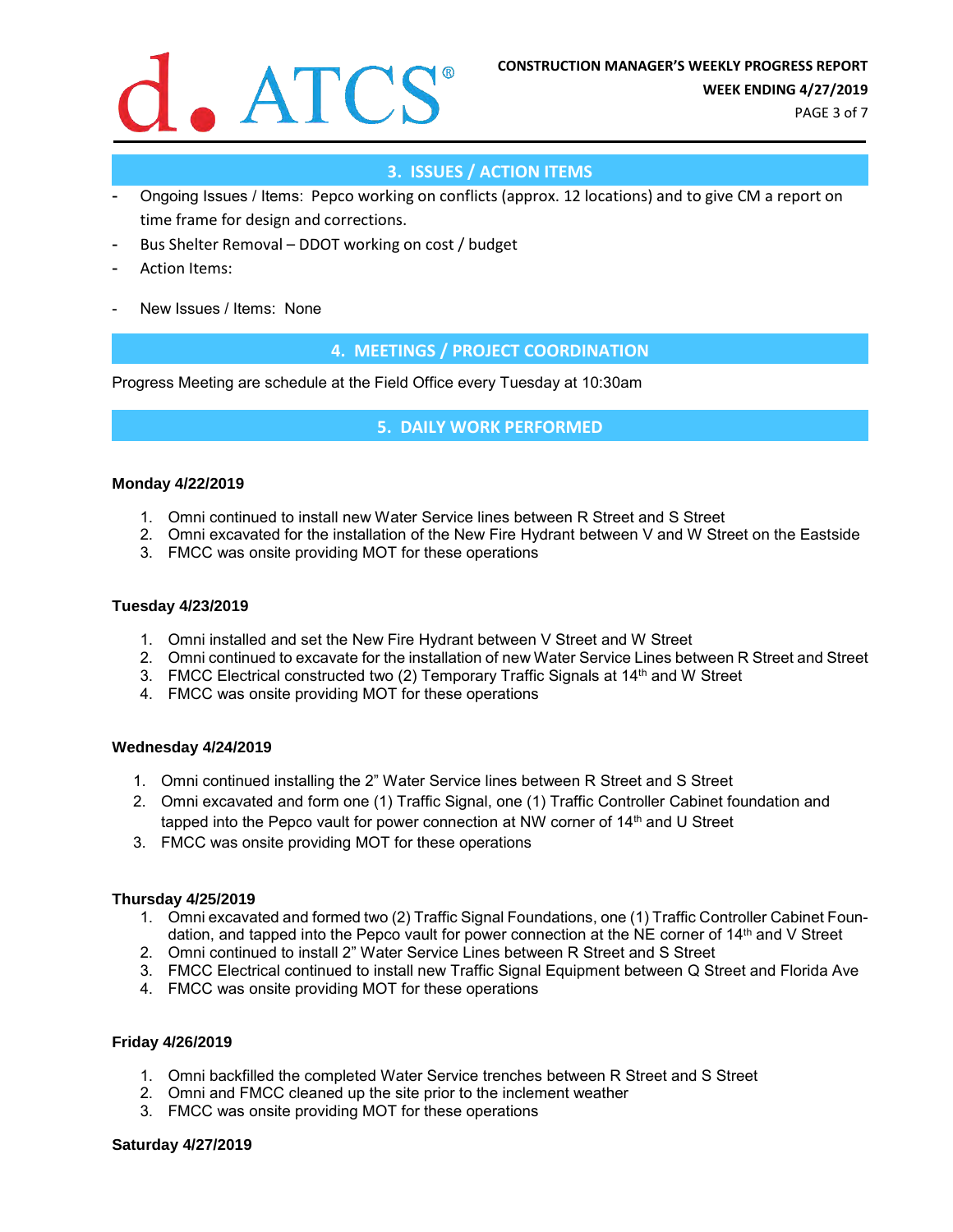## 3. ISSUES / ACTION ITEMS

- Ongoing Issues / Items: Pepco working on conflicts (approx. 12 locations) and to give CM a report on time frame for design and corrections.
- Bus Shelter Removal – DDOT working on cost / budget
- Action Items:
- New Issues / Items: None

## 4. MEETINGS / PROJECT COORDINATION

Progress Meeting are schedule at the Field Office every Tuesday at 10:30am

## 5. DAILY WORK PERFORMED

**Monday 4/22/2019**

1. Omni continued to install new Water Service lines between R Street and S Street
2. Omni excavated for the installation of the New Fire Hydrant between V and W Street on the Eastside
3. FMCC was onsite providing MOT for these operations

**Tuesday 4/23/2019**

1. Omni installed and set the New Fire Hydrant between V Street and W Street
2. Omni continued to excavate for the installation of new Water Service Lines between R Street and Street
3. FMCC Electrical constructed two (2) Temporary Traffic Signals at 14th and W Street
4. FMCC was onsite providing MOT for these operations

**Wednesday 4/24/2019**

1. Omni continued installing the 2" Water Service lines between R Street and S Street
2. Omni excavated and form one (1) Traffic Signal, one (1) Traffic Controller Cabinet foundation and tapped into the Pepco vault for power connection at NW corner of 14th and U Street
3. FMCC was onsite providing MOT for these operations

**Thursday 4/25/2019**

1. Omni excavated and formed two (2) Traffic Signal Foundations, one (1) Traffic Controller Cabinet Foundation, and tapped into the Pepco vault for power connection at the NE corner of 14th and V Street
2. Omni continued to install 2" Water Service Lines between R Street and S Street
3. FMCC Electrical continued to install new Traffic Signal Equipment between Q Street and Florida Ave
4. FMCC was onsite providing MOT for these operations

**Friday 4/26/2019**

1. Omni backfilled the completed Water Service trenches between R Street and S Street
2. Omni and FMCC cleaned up the site prior to the inclement weather
3. FMCC was onsite providing MOT for these operations

**Saturday 4/27/2019**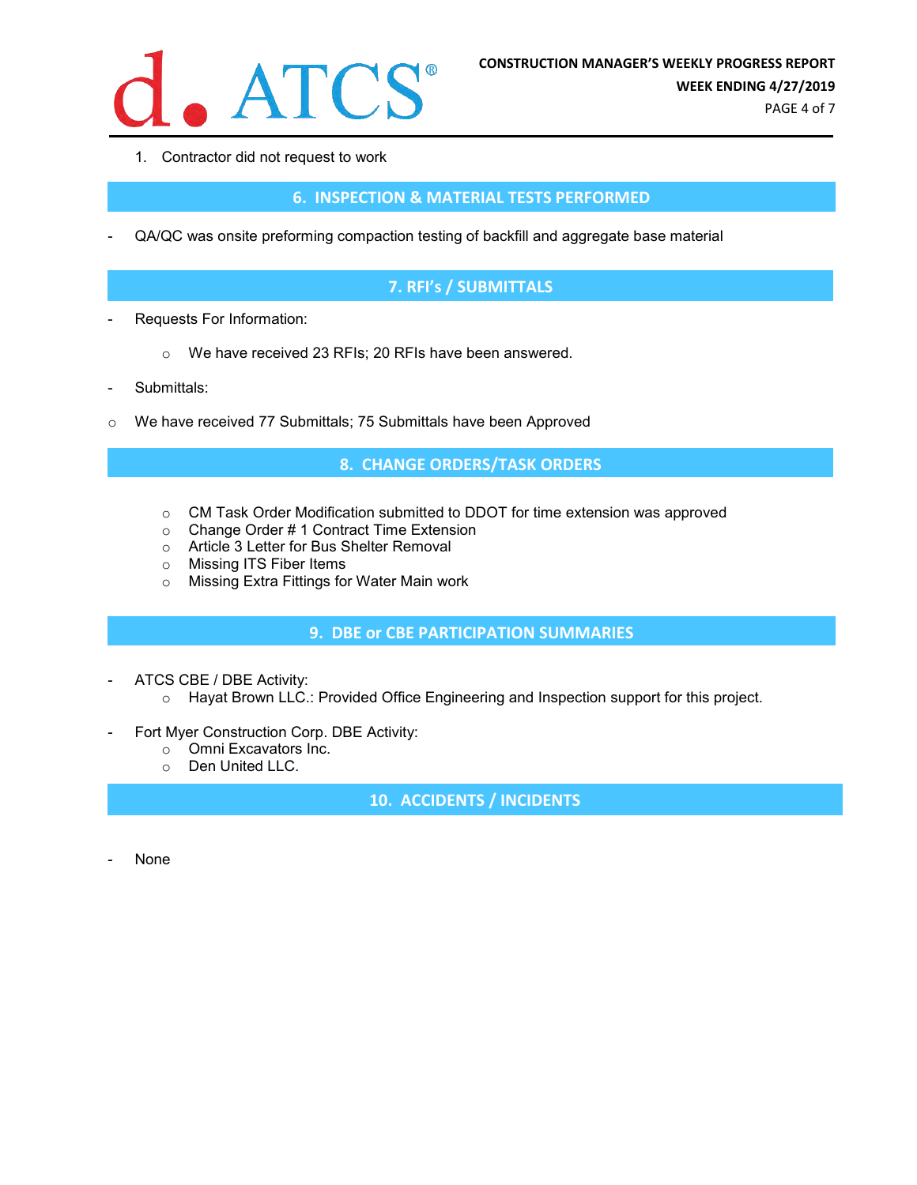1. Contractor did not request to work

## 6. INSPECTION & MATERIAL TESTS PERFORMED

- QA/QC was onsite preforming compaction testing of backfill and aggregate base material

## 7. RFI's / SUBMITTALS

- Requests For Information:
  - We have received 23 RFIs; 20 RFIs have been answered.
- Submittals:
  - We have received 77 Submittals; 75 Submittals have been Approved

## 8. CHANGE ORDERS/TASK ORDERS

- CM Task Order Modification submitted to DDOT for time extension was approved
- Change Order # 1 Contract Time Extension
- Article 3 Letter for Bus Shelter Removal
- Missing ITS Fiber Items
- Missing Extra Fittings for Water Main work

## 9. DBE or CBE PARTICIPATION SUMMARIES

- ATCS CBE / DBE Activity:
  - Hayat Brown LLC.: Provided Office Engineering and Inspection support for this project.
- Fort Myer Construction Corp. DBE Activity:
  - Omni Excavators Inc.
  - Den United LLC.

## 10. ACCIDENTS / INCIDENTS

- None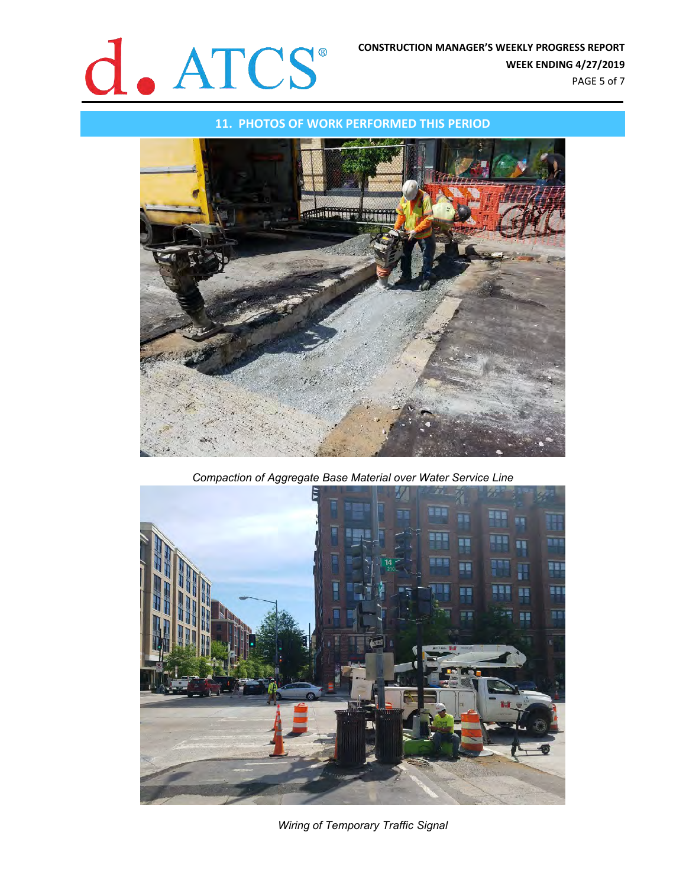## 11. PHOTOS OF WORK PERFORMED THIS PERIOD

*Compaction of Aggregate Base Material over Water Service Line*

*Wiring of Temporary Traffic Signal*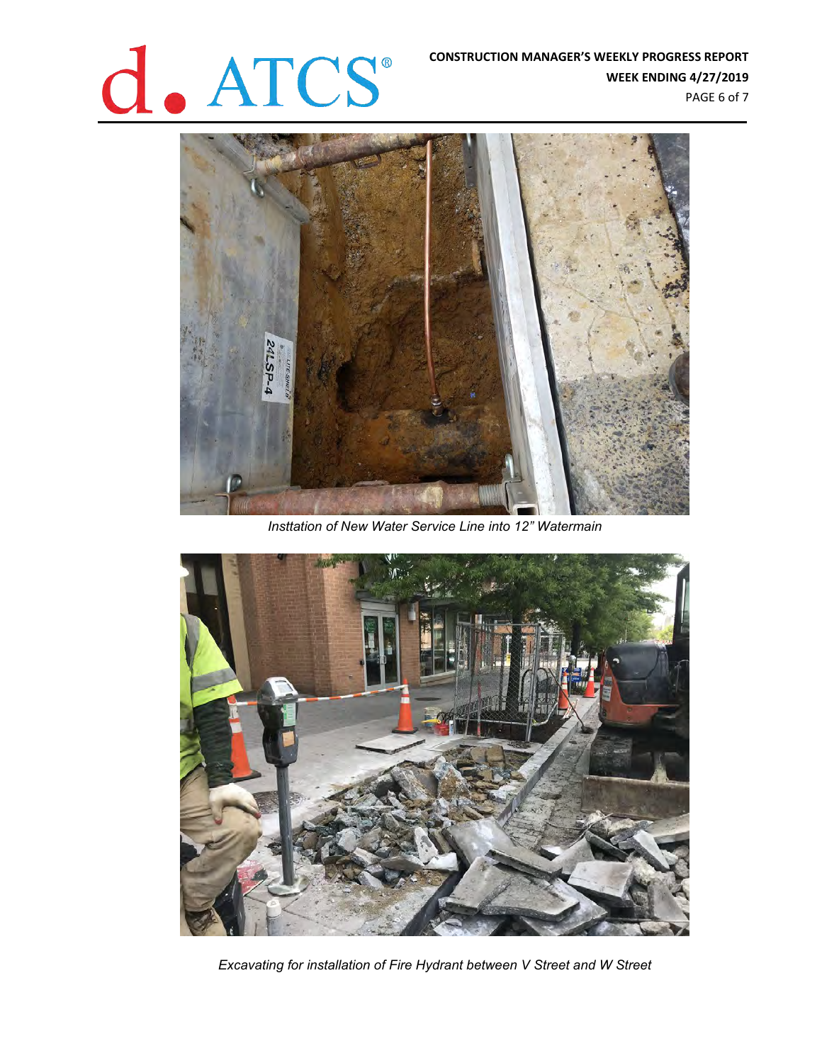*Insttation of New Water Service Line into 12" Watermain*

*Excavating for installation of Fire Hydrant between V Street and W Street*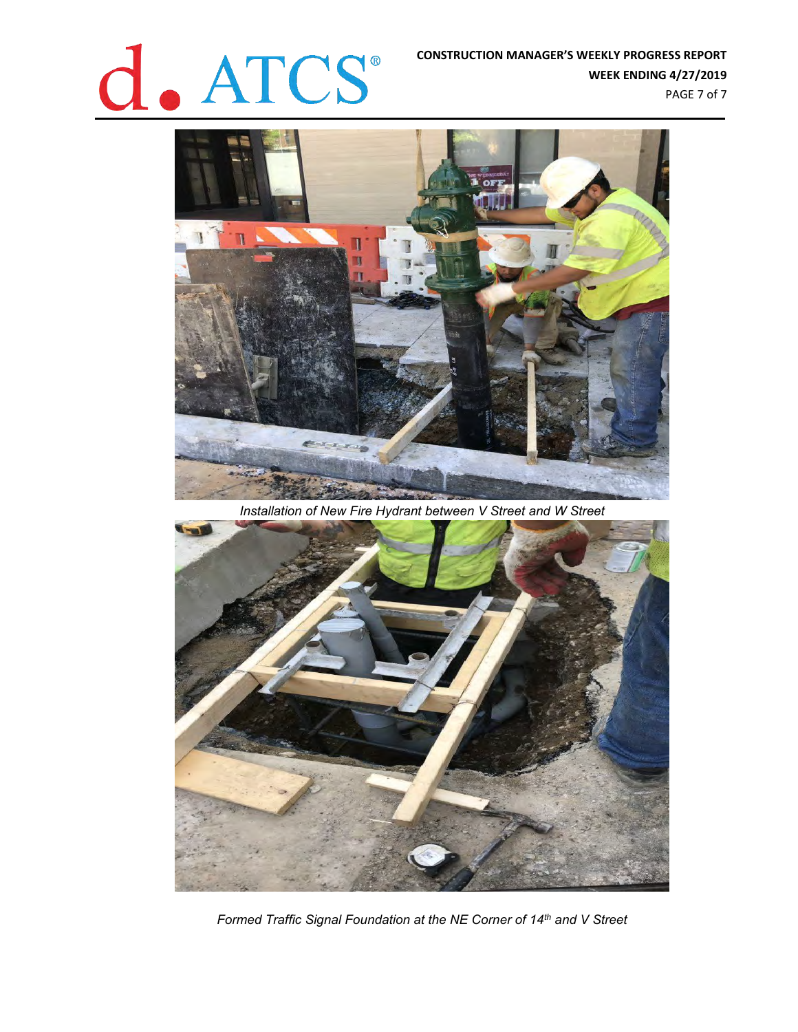*Installation of New Fire Hydrant between V Street and W Street*

*Formed Traffic Signal Foundation at the NE Corner of 14th and V Street*